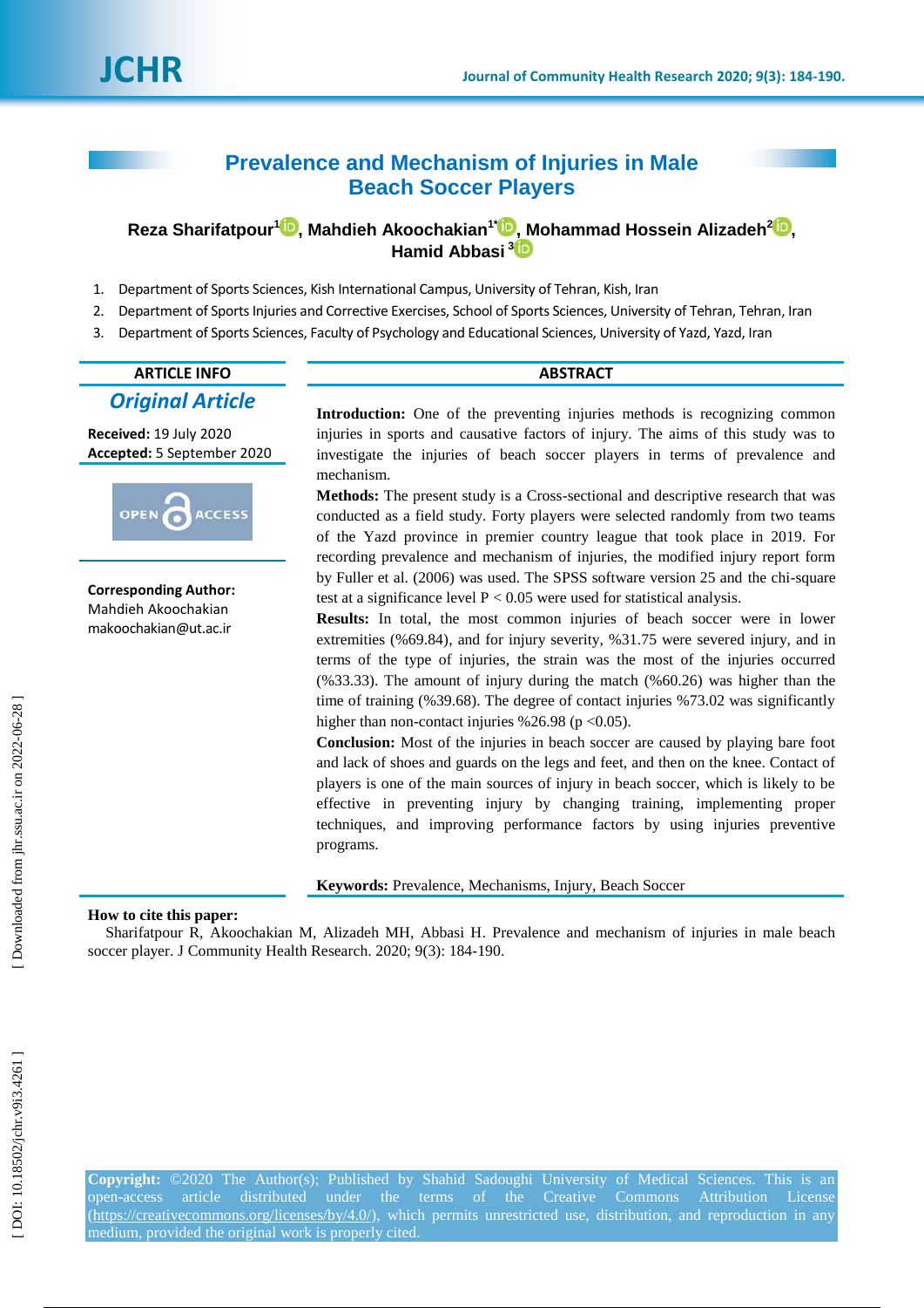# Prevalence and Mechanism of Injuries in Male Beach Soccer Players

**Reza Sharifatpour**[1], **Mahdieh Akoochakian**[1*], **Mohammad Hossein Alizadeh**[2], **Hamid Abbasi**[3]

1. Department of Sports Sciences, Kish International Campus, University of Tehran, Kish, Iran
2. Department of Sports Injuries and Corrective Exercises, School of Sports Sciences, University of Tehran, Tehran, Iran
3. Department of Sports Sciences, Faculty of Psychology and Educational Sciences, University of Yazd, Yazd, Iran

## ARTICLE INFO

***Original Article***

**Received:** 19 July 2020
**Accepted:** 5 September 2020

**Corresponding Author:**
Mahdieh Akoochakian
makoochakian@ut.ac.ir

## ABSTRACT

**Introduction:** One of the preventing injuries methods is recognizing common injuries in sports and causative factors of injury. The aims of this study was to investigate the injuries of beach soccer players in terms of prevalence and mechanism.

**Methods:** The present study is a Cross-sectional and descriptive research that was conducted as a field study. Forty players were selected randomly from two teams of the Yazd province in premier country league that took place in 2019. For recording prevalence and mechanism of injuries, the modified injury report form by Fuller et al. (2006) was used. The SPSS software version 25 and the chi-square test at a significance level $P < 0.05$ were used for statistical analysis.

**Results:** In total, the most common injuries of beach soccer were in lower extremities (%69.84), and for injury severity, %31.75 were severed injury, and in terms of the type of injuries, the strain was the most of the injuries occurred (%33.33). The amount of injury during the match (%60.26) was higher than the time of training (%39.68). The degree of contact injuries %73.02 was significantly higher than non-contact injuries %26.98 ($p < 0.05$).

**Conclusion:** Most of the injuries in beach soccer are caused by playing bare foot and lack of shoes and guards on the legs and feet, and then on the knee. Contact of players is one of the main sources of injury in beach soccer, which is likely to be effective in preventing injury by changing training, implementing proper techniques, and improving performance factors by using injuries preventive programs.

**Keywords:** Prevalence, Mechanisms, Injury, Beach Soccer

**How to cite this paper:**
Sharifatpour R, Akoochakian M, Alizadeh MH, Abbasi H. Prevalence and mechanism of injuries in male beach soccer player. J Community Health Research. 2020; 9(3): 184-190.

**Copyright:** ©2020 The Author(s); Published by Shahid Sadoughi University of Medical Sciences. This is an open-access article distributed under the terms of the Creative Commons Attribution License (https://creativecommons.org/licenses/by/4.0/), which permits unrestricted use, distribution, and reproduction in any medium, provided the original work is properly cited.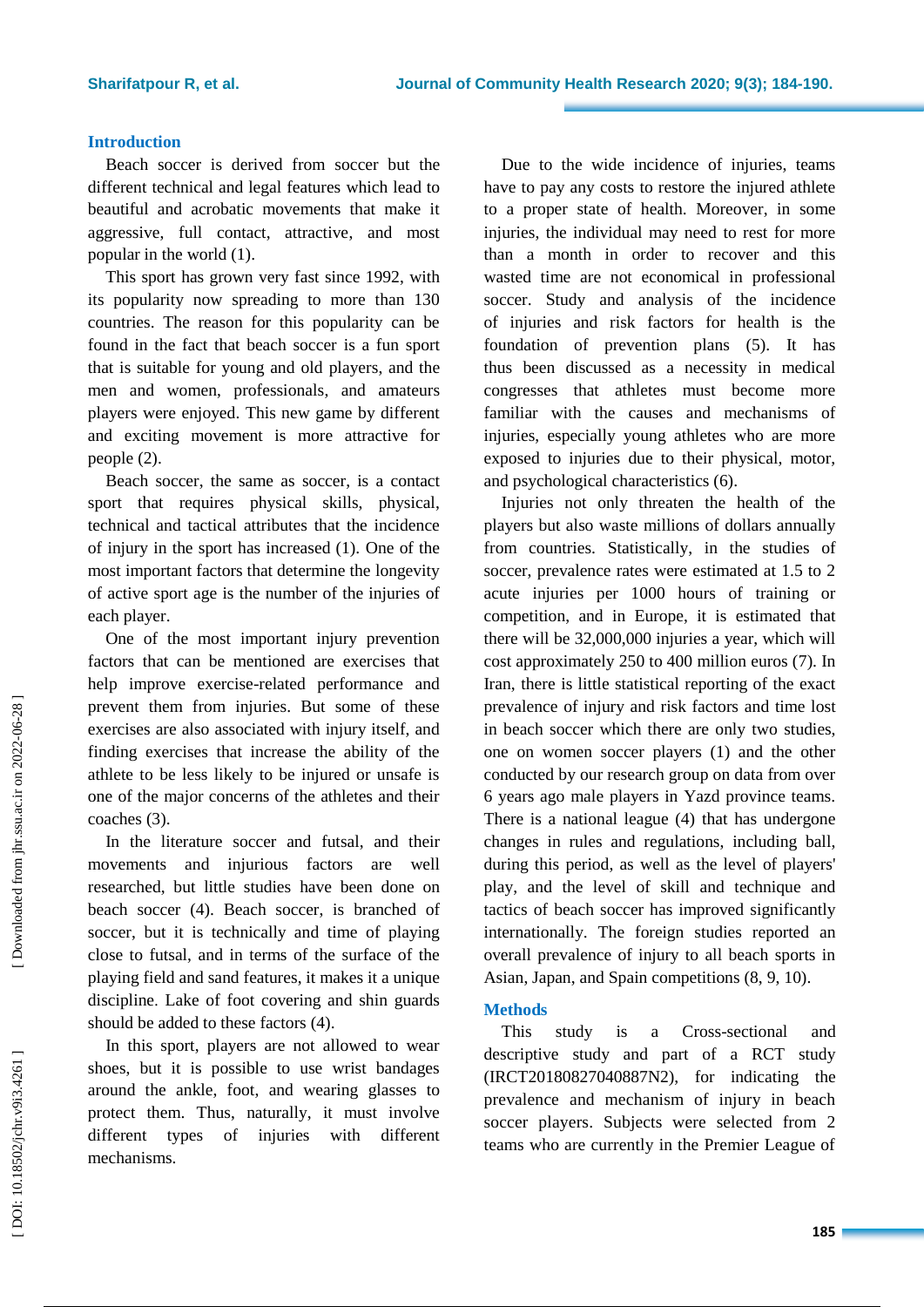## Introduction

Beach soccer is derived from soccer but the different technical and legal features which lead to beautiful and acrobatic movements that make it aggressive, full contact, attractive, and most popular in the world (1).

This sport has grown very fast since 1992, with its popularity now spreading to more than 130 countries. The reason for this popularity can be found in the fact that beach soccer is a fun sport that is suitable for young and old players, and the men and women, professionals, and amateurs players were enjoyed. This new game by different and exciting movement is more attractive for people (2).

Beach soccer, the same as soccer, is a contact sport that requires physical skills, physical, technical and tactical attributes that the incidence of injury in the sport has increased (1). One of the most important factors that determine the longevity of active sport age is the number of the injuries of each player.

One of the most important injury prevention factors that can be mentioned are exercises that help improve exercise-related performance and prevent them from injuries. But some of these exercises are also associated with injury itself, and finding exercises that increase the ability of the athlete to be less likely to be injured or unsafe is one of the major concerns of the athletes and their coaches (3).

In the literature soccer and futsal, and their movements and injurious factors are well researched, but little studies have been done on beach soccer (4). Beach soccer, is branched of soccer, but it is technically and time of playing close to futsal, and in terms of the surface of the playing field and sand features, it makes it a unique discipline. Lake of foot covering and shin guards should be added to these factors (4).

In this sport, players are not allowed to wear shoes, but it is possible to use wrist bandages around the ankle, foot, and wearing glasses to protect them. Thus, naturally, it must involve different types of injuries with different mechanisms.

Due to the wide incidence of injuries, teams have to pay any costs to restore the injured athlete to a proper state of health. Moreover, in some injuries, the individual may need to rest for more than a month in order to recover and this wasted time are not economical in professional soccer. Study and analysis of the incidence of injuries and risk factors for health is the foundation of prevention plans (5). It has thus been discussed as a necessity in medical congresses that athletes must become more familiar with the causes and mechanisms of injuries, especially young athletes who are more exposed to injuries due to their physical, motor, and psychological characteristics (6).

Injuries not only threaten the health of the players but also waste millions of dollars annually from countries. Statistically, in the studies of soccer, prevalence rates were estimated at 1.5 to 2 acute injuries per 1000 hours of training or competition, and in Europe, it is estimated that there will be 32,000,000 injuries a year, which will cost approximately 250 to 400 million euros (7). In Iran, there is little statistical reporting of the exact prevalence of injury and risk factors and time lost in beach soccer which there are only two studies, one on women soccer players (1) and the other conducted by our research group on data from over 6 years ago male players in Yazd province teams. There is a national league (4) that has undergone changes in rules and regulations, including ball, during this period, as well as the level of players' play, and the level of skill and technique and tactics of beach soccer has improved significantly internationally. The foreign studies reported an overall prevalence of injury to all beach sports in Asian, Japan, and Spain competitions (8, 9, 10).

## Methods

This study is a Cross-sectional and descriptive study and part of a RCT study (IRCT20180827040887N2), for indicating the prevalence and mechanism of injury in beach soccer players. Subjects were selected from 2 teams who are currently in the Premier League of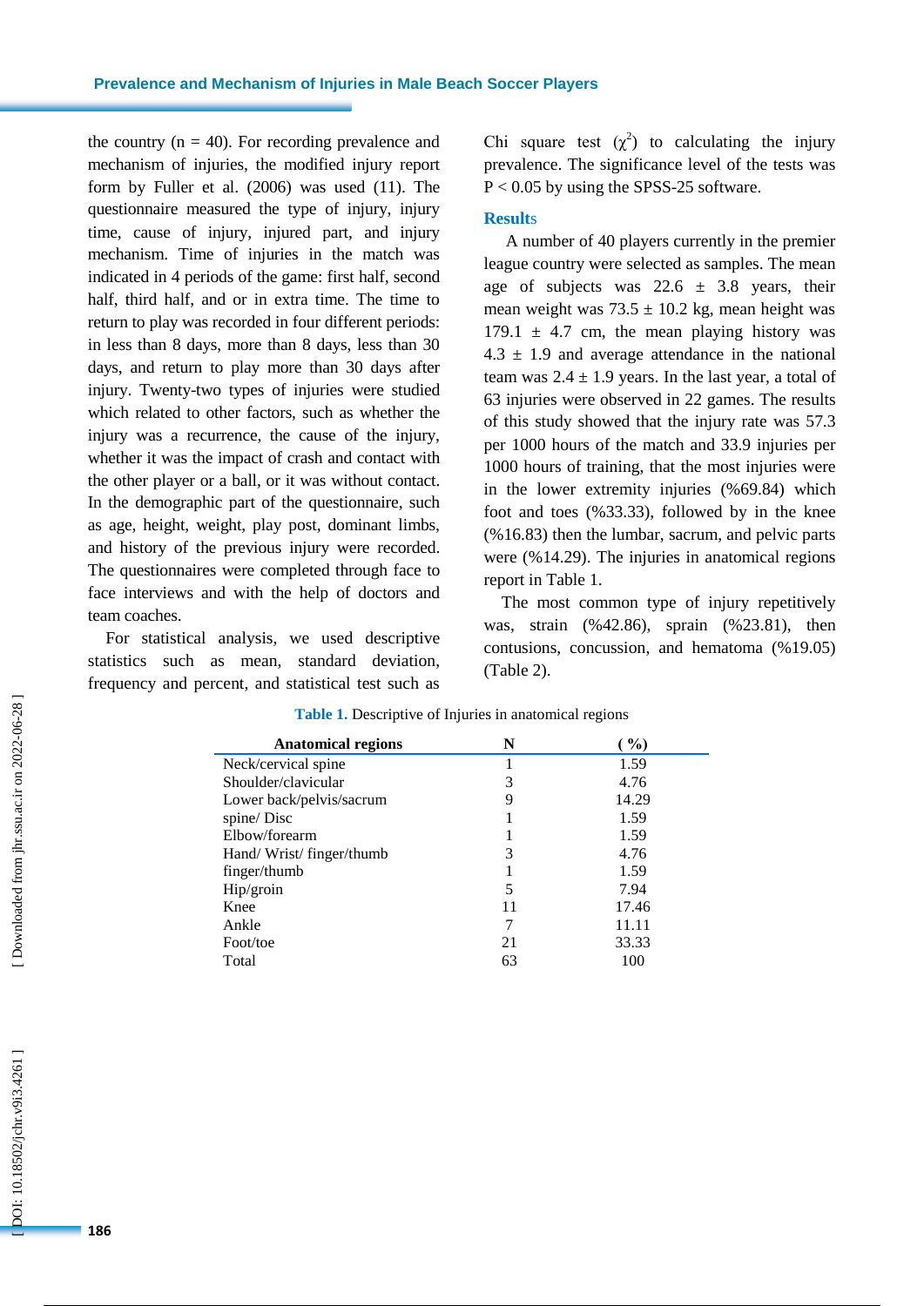the country (n = 40). For recording prevalence and mechanism of injuries, the modified injury report form by Fuller et al. (2006) was used (11). The questionnaire measured the type of injury, injury time, cause of injury, injured part, and injury mechanism. Time of injuries in the match was indicated in 4 periods of the game: first half, second half, third half, and or in extra time. The time to return to play was recorded in four different periods: in less than 8 days, more than 8 days, less than 30 days, and return to play more than 30 days after injury. Twenty-two types of injuries were studied which related to other factors, such as whether the injury was a recurrence, the cause of the injury, whether it was the impact of crash and contact with the other player or a ball, or it was without contact. In the demographic part of the questionnaire, such as age, height, weight, play post, dominant limbs, and history of the previous injury were recorded. The questionnaires were completed through face to face interviews and with the help of doctors and team coaches.

For statistical analysis, we used descriptive statistics such as mean, standard deviation, frequency and percent, and statistical test such as Chi square test ($\chi^2$) to calculating the injury prevalence. The significance level of the tests was $P < 0.05$ by using the SPSS-25 software.

## Results

A number of 40 players currently in the premier league country were selected as samples. The mean age of subjects was 22.6 ± 3.8 years, their mean weight was 73.5 ± 10.2 kg, mean height was 179.1 ± 4.7 cm, the mean playing history was 4.3 ± 1.9 and average attendance in the national team was 2.4 ± 1.9 years. In the last year, a total of 63 injuries were observed in 22 games. The results of this study showed that the injury rate was 57.3 per 1000 hours of the match and 33.9 injuries per 1000 hours of training, that the most injuries were in the lower extremity injuries (%69.84) which foot and toes (%33.33), followed by in the knee (%16.83) then the lumbar, sacrum, and pelvic parts were (%14.29). The injuries in anatomical regions report in Table 1.

The most common type of injury repetitively was, strain (%42.86), sprain (%23.81), then contusions, concussion, and hematoma (%19.05) (Table 2).

**Table 1.** Descriptive of Injuries in anatomical regions

| Anatomical regions | N | ( %) |
|---|---|---|
| Neck/cervical spine | 1 | 1.59 |
| Shoulder/clavicular | 3 | 4.76 |
| Lower back/pelvis/sacrum | 9 | 14.29 |
| spine/ Disc | 1 | 1.59 |
| Elbow/forearm | 1 | 1.59 |
| Hand/ Wrist/ finger/thumb | 3 | 4.76 |
| finger/thumb | 1 | 1.59 |
| Hip/groin | 5 | 7.94 |
| Knee | 11 | 17.46 |
| Ankle | 7 | 11.11 |
| Foot/toe | 21 | 33.33 |
| Total | 63 | 100 |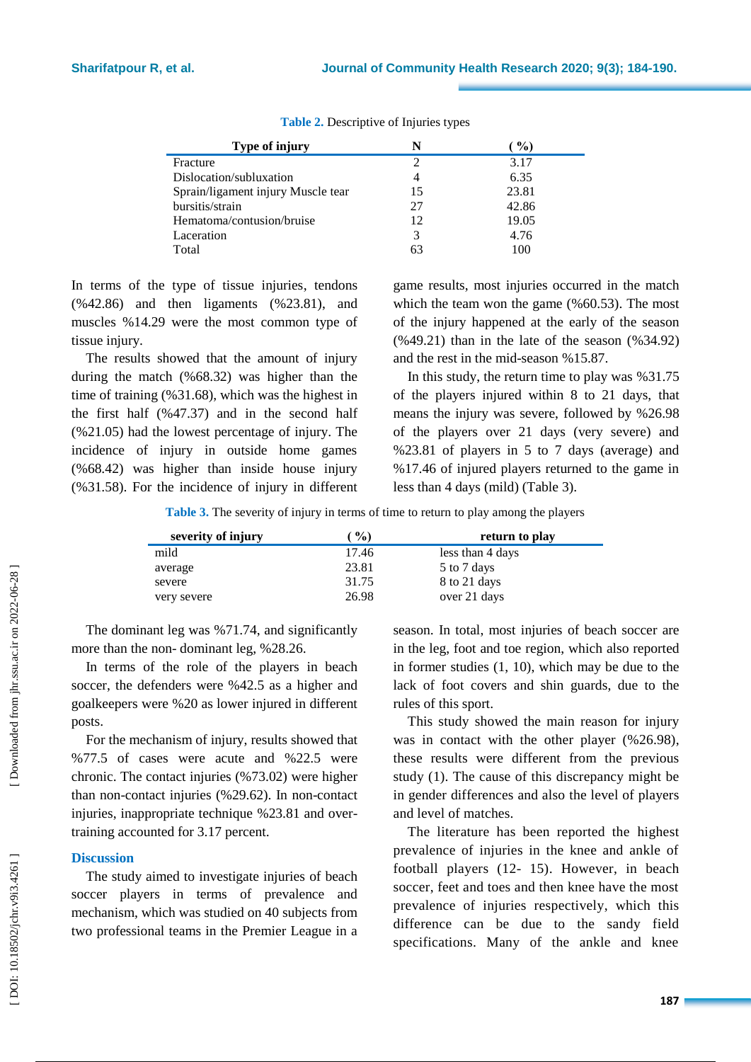**Table 2.** Descriptive of Injuries types

| Type of injury | N | ( %) |
|---|---|---|
| Fracture | 2 | 3.17 |
| Dislocation/subluxation | 4 | 6.35 |
| Sprain/ligament injury Muscle tear | 15 | 23.81 |
| bursitis/strain | 27 | 42.86 |
| Hematoma/contusion/bruise | 12 | 19.05 |
| Laceration | 3 | 4.76 |
| Total | 63 | 100 |

In terms of the type of tissue injuries, tendons (%42.86) and then ligaments (%23.81), and muscles %14.29 were the most common type of tissue injury.

The results showed that the amount of injury during the match (%68.32) was higher than the time of training (%31.68), which was the highest in the first half (%47.37) and in the second half (%21.05) had the lowest percentage of injury. The incidence of injury in outside home games (%68.42) was higher than inside house injury (%31.58). For the incidence of injury in different game results, most injuries occurred in the match which the team won the game (%60.53). The most of the injury happened at the early of the season (%49.21) than in the late of the season (%34.92) and the rest in the mid-season %15.87.

In this study, the return time to play was %31.75 of the players injured within 8 to 21 days, that means the injury was severe, followed by %26.98 of the players over 21 days (very severe) and %23.81 of players in 5 to 7 days (average) and %17.46 of injured players returned to the game in less than 4 days (mild) (Table 3).

**Table 3.** The severity of injury in terms of time to return to play among the players

| severity of injury | ( %) | return to play |
|---|---|---|
| mild | 17.46 | less than 4 days |
| average | 23.81 | 5 to 7 days |
| severe | 31.75 | 8 to 21 days |
| very severe | 26.98 | over 21 days |

The dominant leg was %71.74, and significantly more than the non- dominant leg, %28.26.

In terms of the role of the players in beach soccer, the defenders were %42.5 as a higher and goalkeepers were %20 as lower injured in different posts.

For the mechanism of injury, results showed that %77.5 of cases were acute and %22.5 were chronic. The contact injuries (%73.02) were higher than non-contact injuries (%29.62). In non-contact injuries, inappropriate technique %23.81 and over-training accounted for 3.17 percent.

## Discussion

The study aimed to investigate injuries of beach soccer players in terms of prevalence and mechanism, which was studied on 40 subjects from two professional teams in the Premier League in a season. In total, most injuries of beach soccer are in the leg, foot and toe region, which also reported in former studies (1, 10), which may be due to the lack of foot covers and shin guards, due to the rules of this sport.

This study showed the main reason for injury was in contact with the other player (%26.98), these results were different from the previous study (1). The cause of this discrepancy might be in gender differences and also the level of players and level of matches.

The literature has been reported the highest prevalence of injuries in the knee and ankle of football players (12- 15). However, in beach soccer, feet and toes and then knee have the most prevalence of injuries respectively, which this difference can be due to the sandy field specifications. Many of the ankle and knee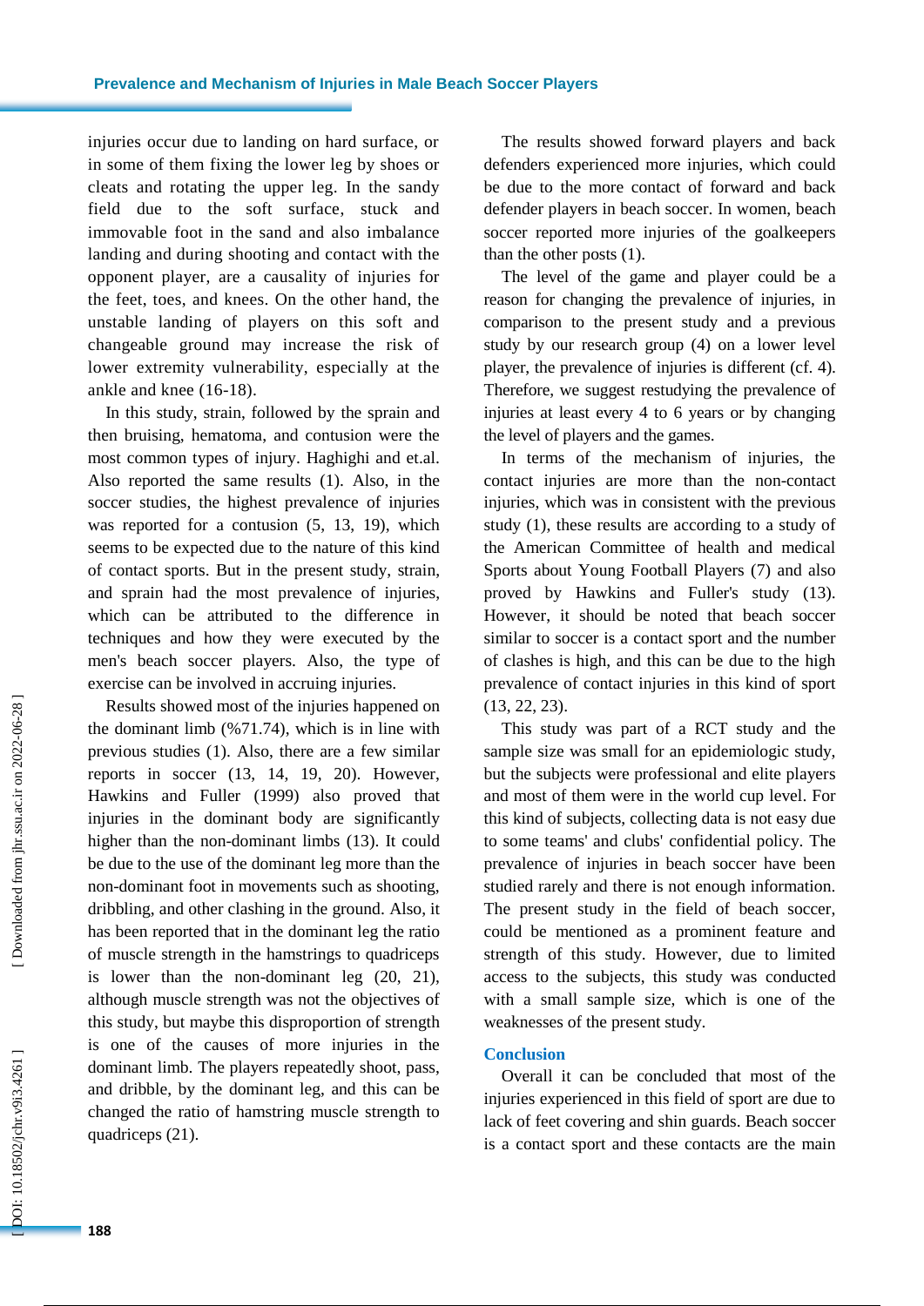injuries occur due to landing on hard surface, or in some of them fixing the lower leg by shoes or cleats and rotating the upper leg. In the sandy field due to the soft surface, stuck and immovable foot in the sand and also imbalance landing and during shooting and contact with the opponent player, are a causality of injuries for the feet, toes, and knees. On the other hand, the unstable landing of players on this soft and changeable ground may increase the risk of lower extremity vulnerability, especially at the ankle and knee (16-18).

In this study, strain, followed by the sprain and then bruising, hematoma, and contusion were the most common types of injury. Haghighi and et.al. Also reported the same results (1). Also, in the soccer studies, the highest prevalence of injuries was reported for a contusion (5, 13, 19), which seems to be expected due to the nature of this kind of contact sports. But in the present study, strain, and sprain had the most prevalence of injuries, which can be attributed to the difference in techniques and how they were executed by the men's beach soccer players. Also, the type of exercise can be involved in accruing injuries.

Results showed most of the injuries happened on the dominant limb (%71.74), which is in line with previous studies (1). Also, there are a few similar reports in soccer (13, 14, 19, 20). However, Hawkins and Fuller (1999) also proved that injuries in the dominant body are significantly higher than the non-dominant limbs (13). It could be due to the use of the dominant leg more than the non-dominant foot in movements such as shooting, dribbling, and other clashing in the ground. Also, it has been reported that in the dominant leg the ratio of muscle strength in the hamstrings to quadriceps is lower than the non-dominant leg (20, 21), although muscle strength was not the objectives of this study, but maybe this disproportion of strength is one of the causes of more injuries in the dominant limb. The players repeatedly shoot, pass, and dribble, by the dominant leg, and this can be changed the ratio of hamstring muscle strength to quadriceps (21).

The results showed forward players and back defenders experienced more injuries, which could be due to the more contact of forward and back defender players in beach soccer. In women, beach soccer reported more injuries of the goalkeepers than the other posts (1).

The level of the game and player could be a reason for changing the prevalence of injuries, in comparison to the present study and a previous study by our research group (4) on a lower level player, the prevalence of injuries is different (cf. 4). Therefore, we suggest restudying the prevalence of injuries at least every 4 to 6 years or by changing the level of players and the games.

In terms of the mechanism of injuries, the contact injuries are more than the non-contact injuries, which was in consistent with the previous study (1), these results are according to a study of the American Committee of health and medical Sports about Young Football Players (7) and also proved by Hawkins and Fuller's study (13). However, it should be noted that beach soccer similar to soccer is a contact sport and the number of clashes is high, and this can be due to the high prevalence of contact injuries in this kind of sport (13, 22, 23).

This study was part of a RCT study and the sample size was small for an epidemiologic study, but the subjects were professional and elite players and most of them were in the world cup level. For this kind of subjects, collecting data is not easy due to some teams' and clubs' confidential policy. The prevalence of injuries in beach soccer have been studied rarely and there is not enough information. The present study in the field of beach soccer, could be mentioned as a prominent feature and strength of this study. However, due to limited access to the subjects, this study was conducted with a small sample size, which is one of the weaknesses of the present study.

## Conclusion

Overall it can be concluded that most of the injuries experienced in this field of sport are due to lack of feet covering and shin guards. Beach soccer is a contact sport and these contacts are the main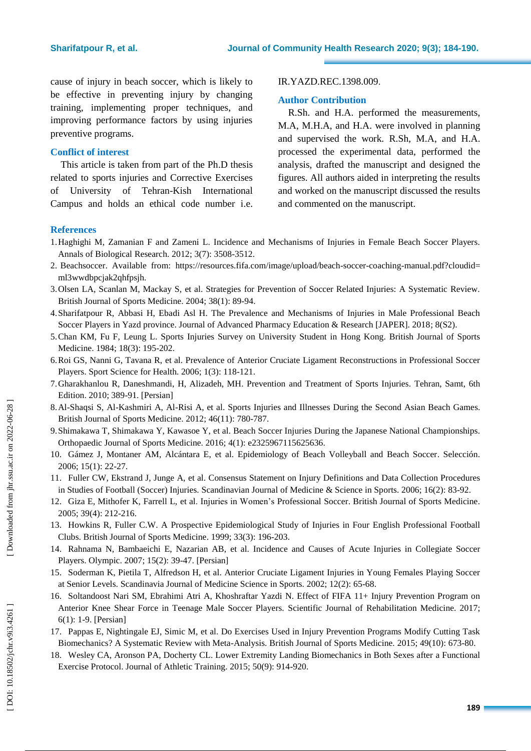cause of injury in beach soccer, which is likely to be effective in preventing injury by changing training, implementing proper techniques, and improving performance factors by using injuries preventive programs.

## Conflict of interest

This article is taken from part of the Ph.D thesis related to sports injuries and Corrective Exercises of University of Tehran-Kish International Campus and holds an ethical code number i.e. IR.YAZD.REC.1398.009.

## Author Contribution

R.Sh. and H.A. performed the measurements, M.A, M.H.A, and H.A. were involved in planning and supervised the work. R.Sh, M.A, and H.A. processed the experimental data, performed the analysis, drafted the manuscript and designed the figures. All authors aided in interpreting the results and worked on the manuscript discussed the results and commented on the manuscript.

## References

1. Haghighi M, Zamanian F and Zameni L. Incidence and Mechanisms of Injuries in Female Beach Soccer Players. Annals of Biological Research. 2012; 3(7): 3508-3512.
2. Beachsoccer. Available from: https://resources.fifa.com/image/upload/beach-soccer-coaching-manual.pdf?cloudid=ml3wwdbpcjak2qhfpsjh.
3. Olsen LA, Scanlan M, Mackay S, et al. Strategies for Prevention of Soccer Related Injuries: A Systematic Review. British Journal of Sports Medicine. 2004; 38(1): 89-94.
4. Sharifatpour R, Abbasi H, Ebadi Asl H. The Prevalence and Mechanisms of Injuries in Male Professional Beach Soccer Players in Yazd province. Journal of Advanced Pharmacy Education & Research [JAPER]. 2018; 8(S2).
5. Chan KM, Fu F, Leung L. Sports Injuries Survey on University Student in Hong Kong. British Journal of Sports Medicine. 1984; 18(3): 195-202.
6. Roi GS, Nanni G, Tavana R, et al. Prevalence of Anterior Cruciate Ligament Reconstructions in Professional Soccer Players. Sport Science for Health. 2006; 1(3): 118-121.
7. Gharakhanlou R, Daneshmandi, H, Alizadeh, MH. Prevention and Treatment of Sports Injuries. Tehran, Samt, 6th Edition. 2010; 389-91. [Persian]
8. Al-Shaqsi S, Al-Kashmiri A, Al-Risi A, et al. Sports Injuries and Illnesses During the Second Asian Beach Games. British Journal of Sports Medicine. 2012; 46(11): 780-787.
9. Shimakawa T, Shimakawa Y, Kawasoe Y, et al. Beach Soccer Injuries During the Japanese National Championships. Orthopaedic Journal of Sports Medicine. 2016; 4(1): e2325967115625636.
10. Gámez J, Montaner AM, Alcántara E, et al. Epidemiology of Beach Volleyball and Beach Soccer. Selección. 2006; 15(1): 22-27.
11. Fuller CW, Ekstrand J, Junge A, et al. Consensus Statement on Injury Definitions and Data Collection Procedures in Studies of Football (Soccer) Injuries. Scandinavian Journal of Medicine & Science in Sports. 2006; 16(2): 83-92.
12. Giza E, Mithofer K, Farrell L, et al. Injuries in Women's Professional Soccer. British Journal of Sports Medicine. 2005; 39(4): 212-216.
13. Howkins R, Fuller C.W. A Prospective Epidemiological Study of Injuries in Four English Professional Football Clubs. British Journal of Sports Medicine. 1999; 33(3): 196-203.
14. Rahnama N, Bambaeichi E, Nazarian AB, et al. Incidence and Causes of Acute Injuries in Collegiate Soccer Players. Olympic. 2007; 15(2): 39-47. [Persian]
15. Soderman K, Pietila T, Alfredson H, et al. Anterior Cruciate Ligament Injuries in Young Females Playing Soccer at Senior Levels. Scandinavia Journal of Medicine Science in Sports. 2002; 12(2): 65-68.
16. Soltandoost Nari SM, Ebrahimi Atri A, Khoshraftar Yazdi N. Effect of FIFA 11+ Injury Prevention Program on Anterior Knee Shear Force in Teenage Male Soccer Players. Scientific Journal of Rehabilitation Medicine. 2017; 6(1): 1-9. [Persian]
17. Pappas E, Nightingale EJ, Simic M, et al. Do Exercises Used in Injury Prevention Programs Modify Cutting Task Biomechanics? A Systematic Review with Meta-Analysis. British Journal of Sports Medicine. 2015; 49(10): 673-80.
18. Wesley CA, Aronson PA, Docherty CL. Lower Extremity Landing Biomechanics in Both Sexes after a Functional Exercise Protocol. Journal of Athletic Training. 2015; 50(9): 914-920.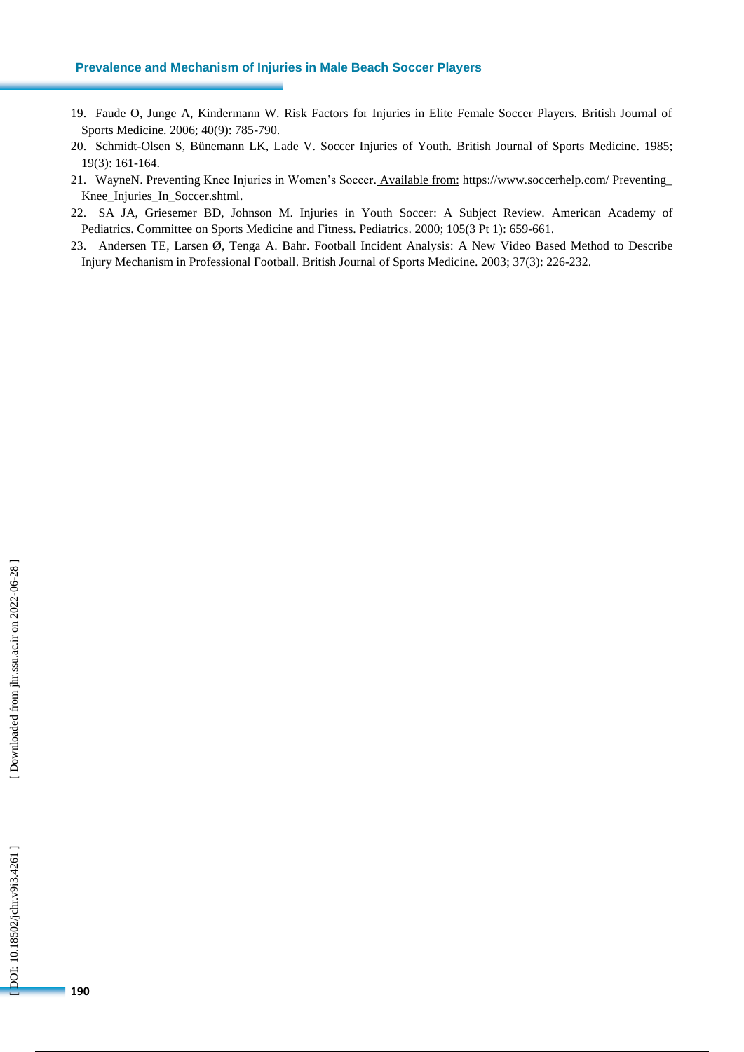19. Faude O, Junge A, Kindermann W. Risk Factors for Injuries in Elite Female Soccer Players. British Journal of Sports Medicine. 2006; 40(9): 785-790.
20. Schmidt-Olsen S, Bünemann LK, Lade V. Soccer Injuries of Youth. British Journal of Sports Medicine. 1985; 19(3): 161-164.
21. WayneN. Preventing Knee Injuries in Women's Soccer. Available from: https://www.soccerhelp.com/ Preventing_ Knee_Injuries_In_Soccer.shtml.
22. SA JA, Griesemer BD, Johnson M. Injuries in Youth Soccer: A Subject Review. American Academy of Pediatrics. Committee on Sports Medicine and Fitness. Pediatrics. 2000; 105(3 Pt 1): 659-661.
23. Andersen TE, Larsen Ø, Tenga A. Bahr. Football Incident Analysis: A New Video Based Method to Describe Injury Mechanism in Professional Football. British Journal of Sports Medicine. 2003; 37(3): 226-232.